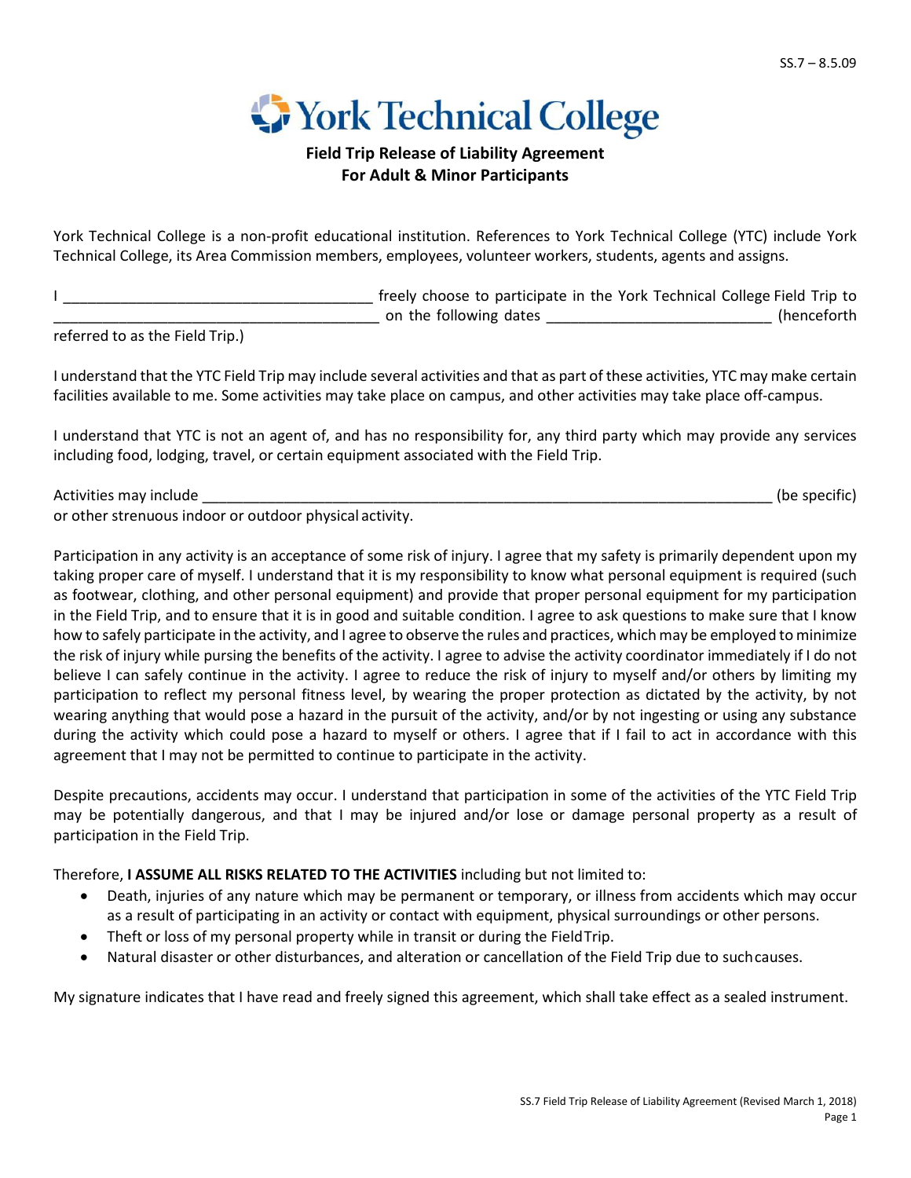SS.7 – 8.5.09

# York Technical College

## Field Trip Release of Liability Agreement
## For Adult & Minor Participants

York Technical College is a non-profit educational institution. References to York Technical College (YTC) include York Technical College, its Area Commission members, employees, volunteer workers, students, agents and assigns.

I _____________________________________ freely choose to participate in the York Technical College Field Trip to _______________________________________ on the following dates ___________________________ (henceforth referred to as the Field Trip.)

I understand that the YTC Field Trip may include several activities and that as part of these activities, YTC may make certain facilities available to me. Some activities may take place on campus, and other activities may take place off-campus.

I understand that YTC is not an agent of, and has no responsibility for, any third party which may provide any services including food, lodging, travel, or certain equipment associated with the Field Trip.

Activities may include _____________________________________________________________________ (be specific) or other strenuous indoor or outdoor physical activity.

Participation in any activity is an acceptance of some risk of injury. I agree that my safety is primarily dependent upon my taking proper care of myself. I understand that it is my responsibility to know what personal equipment is required (such as footwear, clothing, and other personal equipment) and provide that proper personal equipment for my participation in the Field Trip, and to ensure that it is in good and suitable condition. I agree to ask questions to make sure that I know how to safely participate in the activity, and I agree to observe the rules and practices, which may be employed to minimize the risk of injury while pursing the benefits of the activity. I agree to advise the activity coordinator immediately if I do not believe I can safely continue in the activity. I agree to reduce the risk of injury to myself and/or others by limiting my participation to reflect my personal fitness level, by wearing the proper protection as dictated by the activity, by not wearing anything that would pose a hazard in the pursuit of the activity, and/or by not ingesting or using any substance during the activity which could pose a hazard to myself or others. I agree that if I fail to act in accordance with this agreement that I may not be permitted to continue to participate in the activity.

Despite precautions, accidents may occur. I understand that participation in some of the activities of the YTC Field Trip may be potentially dangerous, and that I may be injured and/or lose or damage personal property as a result of participation in the Field Trip.

Therefore, **I ASSUME ALL RISKS RELATED TO THE ACTIVITIES** including but not limited to:

- Death, injuries of any nature which may be permanent or temporary, or illness from accidents which may occur as a result of participating in an activity or contact with equipment, physical surroundings or other persons.
- Theft or loss of my personal property while in transit or during the Field Trip.
- Natural disaster or other disturbances, and alteration or cancellation of the Field Trip due to such causes.

My signature indicates that I have read and freely signed this agreement, which shall take effect as a sealed instrument.

SS.7 Field Trip Release of Liability Agreement (Revised March 1, 2018)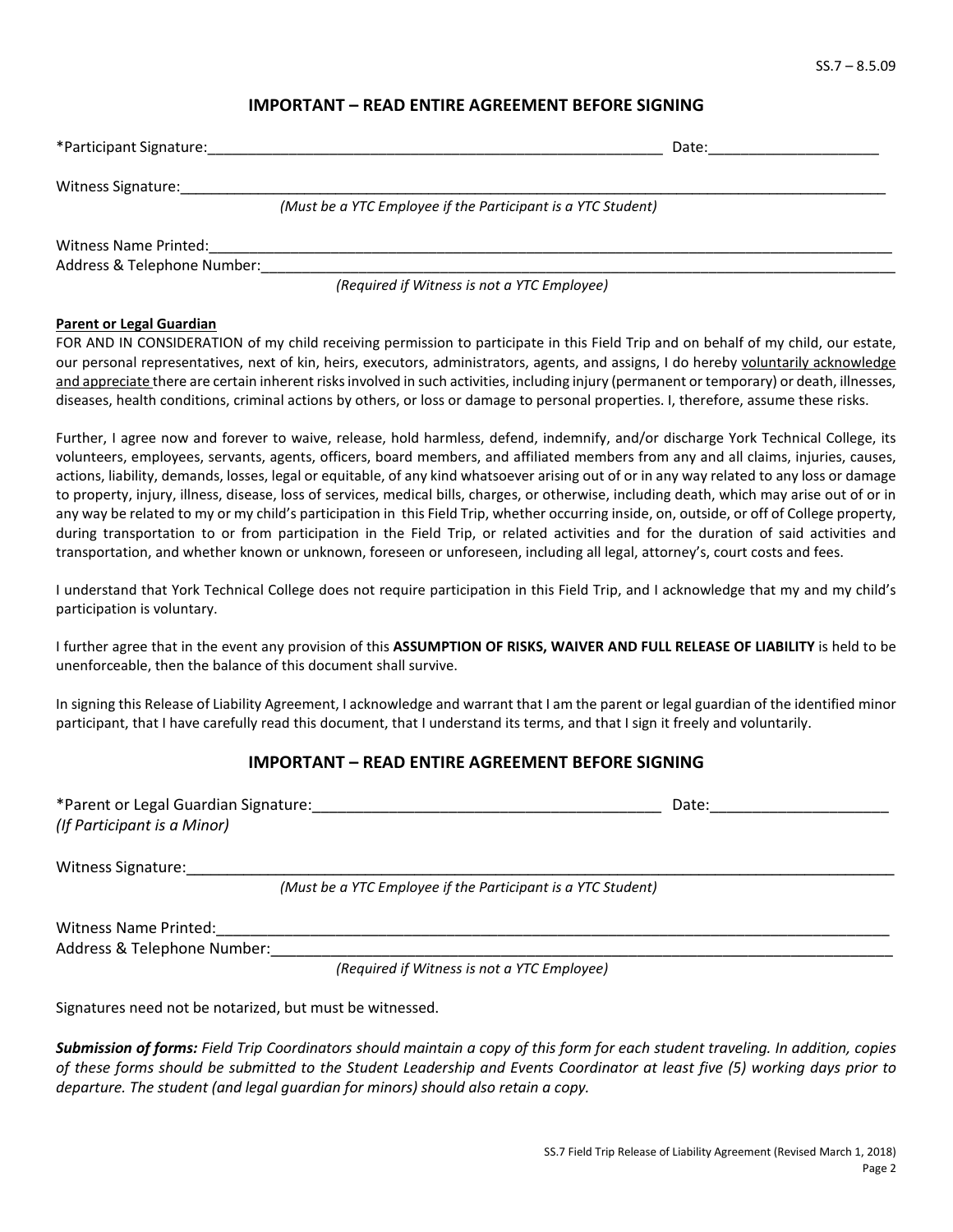## IMPORTANT – READ ENTIRE AGREEMENT BEFORE SIGNING

*Participant Signature:_______________________________________________________ Date:____________________

Witness Signature:___________________________________________________________________________________

*(Must be a YTC Employee if the Participant is a YTC Student)*

Witness Name Printed:________________________________________________________________________________

Address & Telephone Number:___________________________________________________________________________

*(Required if Witness is not a YTC Employee)*

**Parent or Legal Guardian**

FOR AND IN CONSIDERATION of my child receiving permission to participate in this Field Trip and on behalf of my child, our estate, our personal representatives, next of kin, heirs, executors, administrators, agents, and assigns, I do hereby voluntarily acknowledge and appreciate there are certain inherent risks involved in such activities, including injury (permanent or temporary) or death, illnesses, diseases, health conditions, criminal actions by others, or loss or damage to personal properties. I, therefore, assume these risks.

Further, I agree now and forever to waive, release, hold harmless, defend, indemnify, and/or discharge York Technical College, its volunteers, employees, servants, agents, officers, board members, and affiliated members from any and all claims, injuries, causes, actions, liability, demands, losses, legal or equitable, of any kind whatsoever arising out of or in any way related to any loss or damage to property, injury, illness, disease, loss of services, medical bills, charges, or otherwise, including death, which may arise out of or in any way be related to my or my child's participation in this Field Trip, whether occurring inside, on, outside, or off of College property, during transportation to or from participation in the Field Trip, or related activities and for the duration of said activities and transportation, and whether known or unknown, foreseen or unforeseen, including all legal, attorney's, court costs and fees.

I understand that York Technical College does not require participation in this Field Trip, and I acknowledge that my and my child's participation is voluntary.

I further agree that in the event any provision of this **ASSUMPTION OF RISKS, WAIVER AND FULL RELEASE OF LIABILITY** is held to be unenforceable, then the balance of this document shall survive.

In signing this Release of Liability Agreement, I acknowledge and warrant that I am the parent or legal guardian of the identified minor participant, that I have carefully read this document, that I understand its terms, and that I sign it freely and voluntarily.

## IMPORTANT – READ ENTIRE AGREEMENT BEFORE SIGNING

*Parent or Legal Guardian Signature:__________________________________________ Date:_____________________
*(If Participant is a Minor)*

Witness Signature:___________________________________________________________________________________

*(Must be a YTC Employee if the Participant is a YTC Student)*

Witness Name Printed:________________________________________________________________________________

Address & Telephone Number:___________________________________________________________________________

*(Required if Witness is not a YTC Employee)*

Signatures need not be notarized, but must be witnessed.

***Submission of forms:*** *Field Trip Coordinators should maintain a copy of this form for each student traveling. In addition, copies of these forms should be submitted to the Student Leadership and Events Coordinator at least five (5) working days prior to departure. The student (and legal guardian for minors) should also retain a copy.*